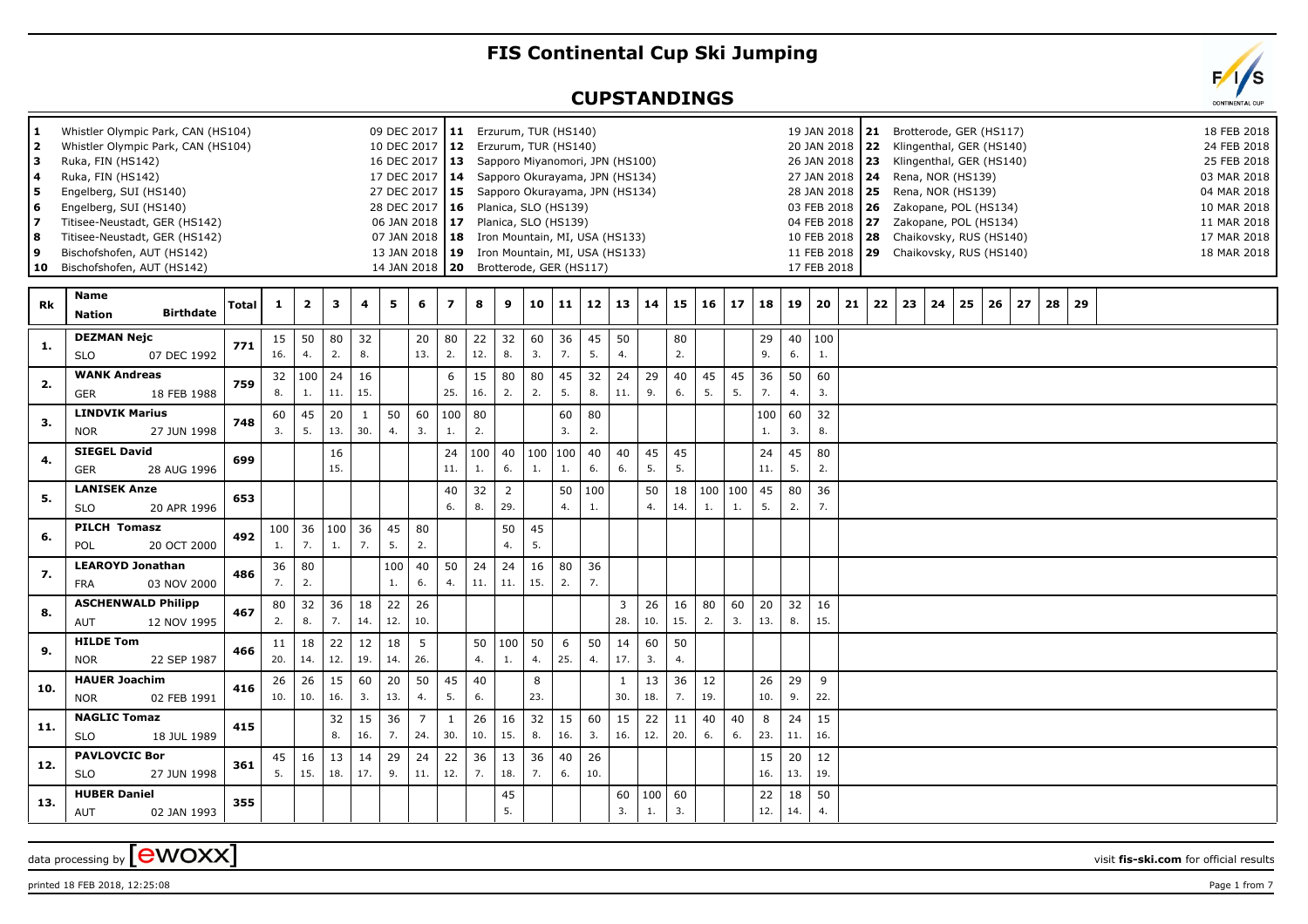# FIS Continental Cup Ski Jumping

## CUPSTANDINGS

| No. | Venue | Date | No. | Venue | Date | No. | Venue | Date |
|---|---|---|---|---|---|---|---|---|
| 1 | Whistler Olympic Park, CAN (HS104) | 09 DEC 2017 | 11 | Erzurum, TUR (HS140) | 19 JAN 2018 | 21 | Brotterode, GER (HS117) | 18 FEB 2018 |
| 2 | Whistler Olympic Park, CAN (HS104) | 10 DEC 2017 | 12 | Erzurum, TUR (HS140) | 20 JAN 2018 | 22 | Klingenthal, GER (HS140) | 24 FEB 2018 |
| 3 | Ruka, FIN (HS142) | 16 DEC 2017 | 13 | Sapporo Miyanomori, JPN (HS100) | 26 JAN 2018 | 23 | Klingenthal, GER (HS140) | 25 FEB 2018 |
| 4 | Ruka, FIN (HS142) | 17 DEC 2017 | 14 | Sapporo Okurayama, JPN (HS134) | 27 JAN 2018 | 24 | Rena, NOR (HS139) | 03 MAR 2018 |
| 5 | Engelberg, SUI (HS140) | 27 DEC 2017 | 15 | Sapporo Okurayama, JPN (HS134) | 28 JAN 2018 | 25 | Rena, NOR (HS139) | 04 MAR 2018 |
| 6 | Engelberg, SUI (HS140) | 28 DEC 2017 | 16 | Planica, SLO (HS139) | 03 FEB 2018 | 26 | Zakopane, POL (HS134) | 10 MAR 2018 |
| 7 | Titisee-Neustadt, GER (HS142) | 06 JAN 2018 | 17 | Planica, SLO (HS139) | 04 FEB 2018 | 27 | Zakopane, POL (HS134) | 11 MAR 2018 |
| 8 | Titisee-Neustadt, GER (HS142) | 07 JAN 2018 | 18 | Iron Mountain, MI, USA (HS133) | 10 FEB 2018 | 28 | Chaikovsky, RUS (HS140) | 17 MAR 2018 |
| 9 | Bischofshofen, AUT (HS142) | 13 JAN 2018 | 19 | Iron Mountain, MI, USA (HS133) | 11 FEB 2018 | 29 | Chaikovsky, RUS (HS140) | 18 MAR 2018 |
| 10 | Bischofshofen, AUT (HS142) | 14 JAN 2018 | 20 | Brotterode, GER (HS117) | 17 FEB 2018 | | | |

| Rk | Name / Nation | Birthdate | Total | 1 | 2 | 3 | 4 | 5 | 6 | 7 | 8 | 9 | 10 | 11 | 12 | 13 | 14 | 15 | 16 | 17 | 18 | 19 | 20 | 21 | 22 | 23 | 24 | 25 | 26 | 27 | 28 | 29 |
|---|---|---|---|---|---|---|---|---|---|---|---|---|---|---|---|---|---|---|---|---|---|---|---|---|---|---|---|---|---|---|---|---|
| 1. | DEZMAN Nejc | | 771 | 15 | 50 | 80 | 32 | | 20 | 80 | 22 | 32 | 60 | 36 | 45 | 50 | | 80 | | | 29 | 40 | 100 | | | | | | | | | |
| | SLO | 07 DEC 1992 | | 16. | 4. | 2. | 8. | | 13. | 2. | 12. | 8. | 3. | 7. | 5. | 4. | | 2. | | | 9. | 6. | 1. | | | | | | | | | |
| 2. | WANK Andreas | | 759 | 32 | 100 | 24 | 16 | | | 6 | 15 | 80 | 80 | 45 | 32 | 24 | 29 | 40 | 45 | 45 | 36 | 50 | 60 | | | | | | | | | |
| | GER | 18 FEB 1988 | | 8. | 1. | 11. | 15. | | | 25. | 16. | 2. | 2. | 5. | 8. | 11. | 9. | 6. | 5. | 5. | 7. | 4. | 3. | | | | | | | | | |
| 3. | LINDVIK Marius | | 748 | 60 | 45 | 20 | 1 | 50 | 60 | 100 | 80 | | | 60 | 80 | | | | | | 100 | 60 | 32 | | | | | | | | | |
| | NOR | 27 JUN 1998 | | 3. | 5. | 13. | 30. | 4. | 3. | 1. | 2. | | | 3. | 2. | | | | | | 1. | 3. | 8. | | | | | | | | | |
| 4. | SIEGEL David | | 699 | | | 16 | | | | 24 | 100 | 40 | 100 | 100 | 40 | 40 | 45 | 45 | | | 24 | 45 | 80 | | | | | | | | | |
| | GER | 28 AUG 1996 | | | | 15. | | | | 11. | 1. | 6. | 1. | 1. | 6. | 6. | 5. | 5. | | | 11. | 5. | 2. | | | | | | | | | |
| 5. | LANISEK Anze | | 653 | | | | | | | 40 | 32 | 2 | | 50 | 100 | | 50 | 18 | 100 | 100 | 45 | 80 | 36 | | | | | | | | | |
| | SLO | 20 APR 1996 | | | | | | | | 6. | 8. | 29. | | 4. | 1. | | 4. | 14. | 1. | 1. | 5. | 2. | 7. | | | | | | | | | |
| 6. | PILCH Tomasz | | 492 | 100 | 36 | 100 | 36 | 45 | 80 | | | 50 | 45 | | | | | | | | | | | | | | | | | | | |
| | POL | 20 OCT 2000 | | 1. | 7. | 1. | 7. | 5. | 2. | | | 4. | 5. | | | | | | | | | | | | | | | | | | | |
| 7. | LEAROYD Jonathan | | 486 | 36 | 80 | | | 100 | 40 | 50 | 24 | 24 | 16 | 80 | 36 | | | | | | | | | | | | | | | | | |
| | FRA | 03 NOV 2000 | | 7. | 2. | | | 1. | 6. | 4. | 11. | 11. | 15. | 2. | 7. | | | | | | | | | | | | | | | | | |
| 8. | ASCHENWALD Philipp | | 467 | 80 | 32 | 36 | 18 | 22 | 26 | | | | | | | 3 | 26 | 16 | 80 | 60 | 20 | 32 | 16 | | | | | | | | | |
| | AUT | 12 NOV 1995 | | 2. | 8. | 7. | 14. | 12. | 10. | | | | | | | 28. | 10. | 15. | 2. | 3. | 13. | 8. | 15. | | | | | | | | | |
| 9. | HILDE Tom | | 466 | 11 | 18 | 22 | 12 | 18 | 5 | | 50 | 100 | 50 | 6 | 50 | 14 | 60 | 50 | | | | | | | | | | | | | | |
| | NOR | 22 SEP 1987 | | 20. | 14. | 12. | 19. | 14. | 26. | | 4. | 1. | 4. | 25. | 4. | 17. | 3. | 4. | | | | | | | | | | | | | | |
| 10. | HAUER Joachim | | 416 | 26 | 26 | 15 | 60 | 20 | 50 | 45 | 40 | | 8 | | | 1 | 13 | 36 | 12 | | 26 | 29 | 9 | | | | | | | | | |
| | NOR | 02 FEB 1991 | | 10. | 10. | 16. | 3. | 13. | 4. | 5. | 6. | | 23. | | | 30. | 18. | 7. | 19. | | 10. | 9. | 22. | | | | | | | | | |
| 11. | NAGLIC Tomaz | | 415 | | | 32 | 15 | 36 | 7 | 1 | 26 | 16 | 32 | 15 | 60 | 15 | 22 | 11 | 40 | 40 | 8 | 24 | 15 | | | | | | | | | |
| | SLO | 18 JUL 1989 | | | | 8. | 16. | 7. | 24. | 30. | 10. | 15. | 8. | 16. | 3. | 16. | 12. | 20. | 6. | 6. | 23. | 11. | 16. | | | | | | | | | |
| 12. | PAVLOVCIC Bor | | 361 | 45 | 16 | 13 | 14 | 29 | 24 | 22 | 36 | 13 | 36 | 40 | 26 | | | | | | 15 | 20 | 12 | | | | | | | | | |
| | SLO | 27 JUN 1998 | | 5. | 15. | 18. | 17. | 9. | 11. | 12. | 7. | 18. | 7. | 6. | 10. | | | | | | 16. | 13. | 19. | | | | | | | | | |
| 13. | HUBER Daniel | | 355 | | | | | | | | | 45 | | | | 60 | 100 | 60 | | | 22 | 18 | 50 | | | | | | | | | |
| | AUT | 02 JAN 1993 | | | | | | | | | | 5. | | | | 3. | 1. | 3. | | | 12. | 14. | 4. | | | | | | | | | |

data processing by [ewoxx] — visit fis-ski.com for official results

printed 18 FEB 2018, 12:25:08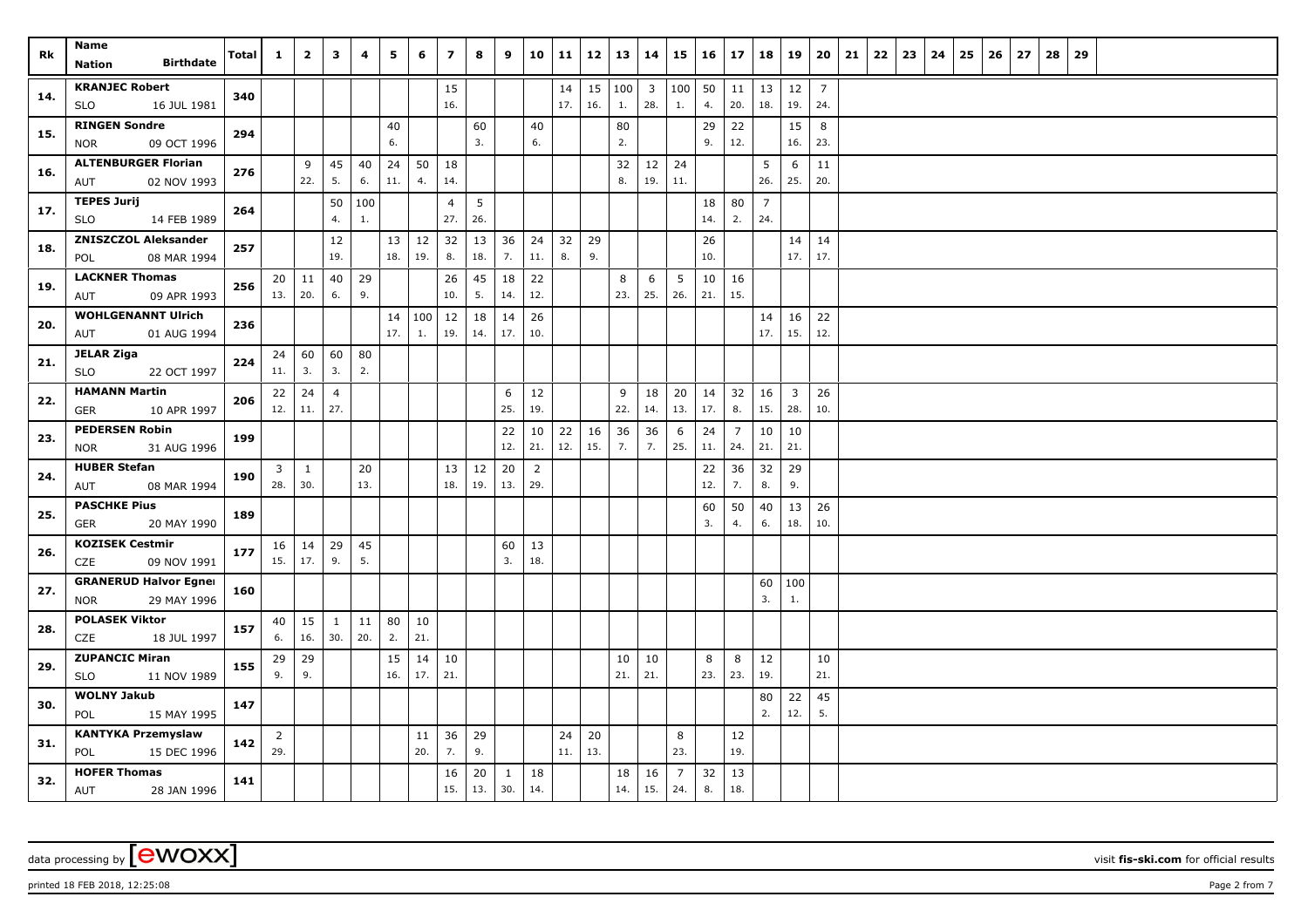| Rk | Name<br>Nation Birthdate | Total | 1 | 2 | 3 | 4 | 5 | 6 | 7 | 8 | 9 | 10 | 11 | 12 | 13 | 14 | 15 | 16 | 17 | 18 | 19 | 20 | 21 | 22 | 23 | 24 | 25 | 26 | 27 | 28 | 29 |
|---|---|---|---|---|---|---|---|---|---|---|---|---|---|---|---|---|---|---|---|---|---|---|---|---|---|---|---|---|---|---|---|
| 14. | KRANJEC Robert<br>SLO 16 JUL 1981 | 340 | | | | | | | 15<br>16. | | | | 14<br>17. | 15<br>16. | 100<br>1. | 3<br>28. | 100<br>1. | 50<br>4. | 11<br>20. | 13<br>18. | 12<br>19. | 7<br>24. | | | | | | | | | |
| 15. | RINGEN Sondre<br>NOR 09 OCT 1996 | 294 | | | | | 40<br>6. | | | 60<br>3. | | 40<br>6. | | | 80<br>2. | | | 29<br>9. | 22<br>12. | | 15<br>16. | 8<br>23. | | | | | | | | | |
| 16. | ALTENBURGER Florian<br>AUT 02 NOV 1993 | 276 | | 9<br>22. | 45<br>5. | 40<br>6. | 24<br>11. | 50<br>4. | 18<br>14. | | | | | | 32<br>8. | 12<br>19. | 24<br>11. | | | 5<br>26. | 6<br>25. | 11<br>20. | | | | | | | | | |
| 17. | TEPES Jurij<br>SLO 14 FEB 1989 | 264 | | | 50<br>4. | 100<br>1. | | | 4<br>27. | 5<br>26. | | | | | | | | 18<br>14. | 80<br>2. | 7<br>24. | | | | | | | | | | | |
| 18. | ZNISZCZOL Aleksander<br>POL 08 MAR 1994 | 257 | | | 12<br>19. | | 13<br>18. | 12<br>19. | 32<br>8. | 13<br>18. | 36<br>7. | 24<br>11. | 32<br>8. | 29<br>9. | | | | 26<br>10. | | | 14<br>17. | 14<br>17. | | | | | | | | | |
| 19. | LACKNER Thomas<br>AUT 09 APR 1993 | 256 | 20<br>13. | 11<br>20. | 40<br>6. | 29<br>9. | | | 26<br>10. | 45<br>5. | 18<br>14. | 22<br>12. | | | 8<br>23. | 6<br>25. | 5<br>26. | 10<br>21. | 16<br>15. | | | | | | | | | | | | |
| 20. | WOHLGENANNT Ulrich<br>AUT 01 AUG 1994 | 236 | | | | | 14<br>17. | 100<br>1. | 12<br>19. | 18<br>14. | 14<br>17. | 26<br>10. | | | | | | | | 14<br>17. | 16<br>15. | 22<br>12. | | | | | | | | | |
| 21. | JELAR Ziga<br>SLO 22 OCT 1997 | 224 | 24<br>11. | 60<br>3. | 60<br>3. | 80<br>2. | | | | | | | | | | | | | | | | | | | | | | | | | |
| 22. | HAMANN Martin<br>GER 10 APR 1997 | 206 | 22<br>12. | 24<br>11. | 4<br>27. | | | | | | 6<br>25. | 12<br>19. | | | 9<br>22. | 18<br>14. | 20<br>13. | 14<br>17. | 32<br>8. | 16<br>15. | 3<br>28. | 26<br>10. | | | | | | | | | |
| 23. | PEDERSEN Robin<br>NOR 31 AUG 1996 | 199 | | | | | | | | | 22<br>12. | 10<br>21. | 22<br>12. | 16<br>15. | 36<br>7. | 36<br>7. | 6<br>25. | 24<br>11. | 7<br>24. | 10<br>21. | 10<br>21. | | | | | | | | | | |
| 24. | HUBER Stefan<br>AUT 08 MAR 1994 | 190 | 3<br>28. | 1<br>30. | | 20<br>13. | | | 13<br>18. | 12<br>19. | 20<br>13. | 2<br>29. | | | | | | 22<br>12. | 36<br>7. | 32<br>8. | 29<br>9. | | | | | | | | | | |
| 25. | PASCHKE Pius<br>GER 20 MAY 1990 | 189 | | | | | | | | | | | | | | | | 60<br>3. | 50<br>4. | 40<br>6. | 13<br>18. | 26<br>10. | | | | | | | | | |
| 26. | KOZISEK Cestmir<br>CZE 09 NOV 1991 | 177 | 16<br>15. | 14<br>17. | 29<br>9. | 45<br>5. | | | | | 60<br>3. | 13<br>18. | | | | | | | | | | | | | | | | | | | |
| 27. | GRANERUD Halvor Egner<br>NOR 29 MAY 1996 | 160 | | | | | | | | | | | | | | | | | | 60<br>3. | 100<br>1. | | | | | | | | | | |
| 28. | POLASEK Viktor<br>CZE 18 JUL 1997 | 157 | 40<br>6. | 15<br>16. | 1<br>30. | 11<br>20. | 80<br>2. | 10<br>21. | | | | | | | | | | | | | | | | | | | | | | | |
| 29. | ZUPANCIC Miran<br>SLO 11 NOV 1989 | 155 | 29<br>9. | 29<br>9. | | | 15<br>16. | 14<br>17. | 10<br>21. | | | | | | 10<br>21. | 10<br>21. | | 8<br>23. | 8<br>23. | 12<br>19. | | 10<br>21. | | | | | | | | | |
| 30. | WOLNY Jakub<br>POL 15 MAY 1995 | 147 | | | | | | | | | | | | | | | | | | 80<br>2. | 22<br>12. | 45<br>5. | | | | | | | | | |
| 31. | KANTYKA Przemyslaw<br>POL 15 DEC 1996 | 142 | 2<br>29. | | | | | 11<br>20. | 36<br>7. | 29<br>9. | | | 24<br>11. | 20<br>13. | | | 8<br>23. | | 12<br>19. | | | | | | | | | | | | |
| 32. | HOFER Thomas<br>AUT 28 JAN 1996 | 141 | | | | | | | 16<br>15. | 20<br>13. | 1<br>30. | 18<br>14. | | | 18<br>14. | 16<br>15. | 7<br>24. | 32<br>8. | 13<br>18. | | | | | | | | | | | | |

data processing by [ewoxx] visit fis-ski.com for official results

printed 18 FEB 2018, 12:25:08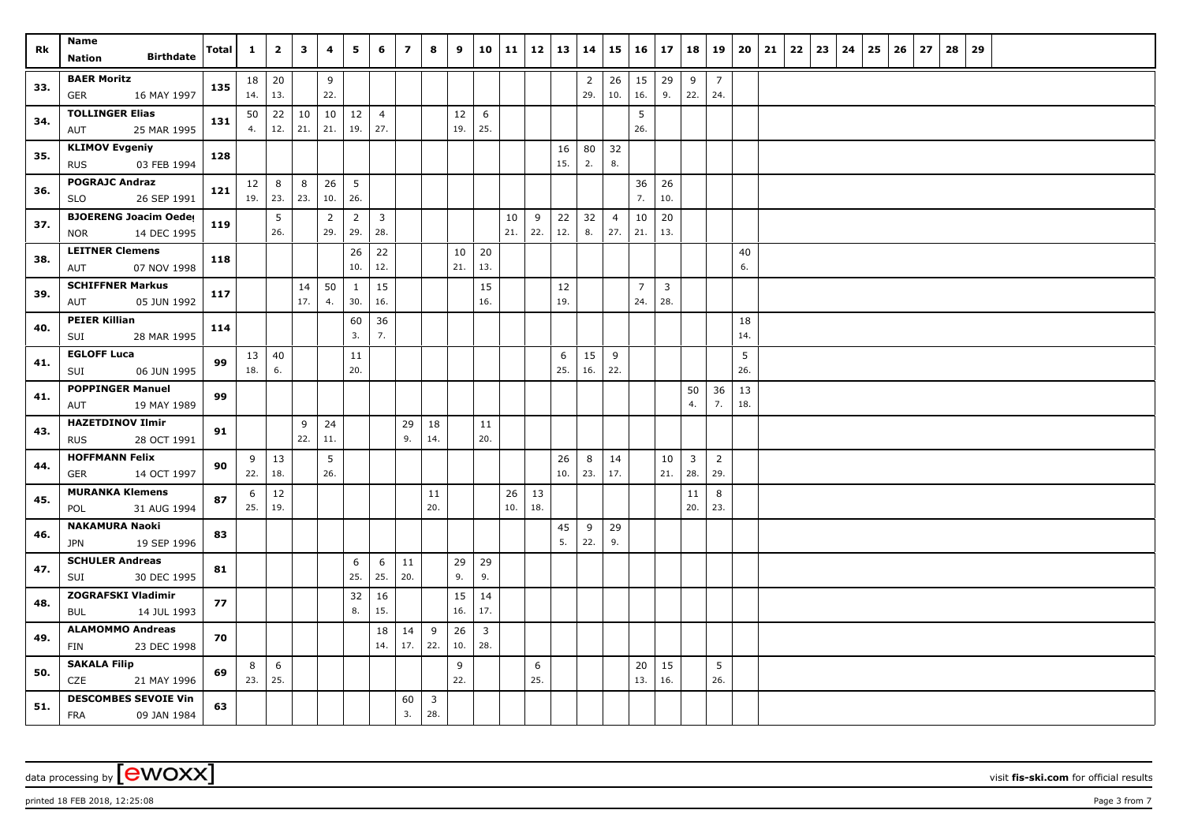| Rk | Name<br>Nation Birthdate | Total | 1 | 2 | 3 | 4 | 5 | 6 | 7 | 8 | 9 | 10 | 11 | 12 | 13 | 14 | 15 | 16 | 17 | 18 | 19 | 20 | 21 | 22 | 23 | 24 | 25 | 26 | 27 | 28 | 29 |
|---|---|---|---|---|---|---|---|---|---|---|---|---|---|---|---|---|---|---|---|---|---|---|---|---|---|---|---|---|---|---|---|
| 33. | BAER Moritz<br>GER 16 MAY 1997 | 135 | 18<br>14. | 20<br>13. | | 9<br>22. | | | | | | | | | | 2<br>29. | 26<br>10. | 15<br>16. | 29<br>9. | 9<br>22. | 7<br>24. | | | | | | | | | | |
| 34. | TOLLINGER Elias<br>AUT 25 MAR 1995 | 131 | 50<br>4. | 22<br>12. | 10<br>21. | 10<br>21. | 12<br>19. | 4<br>27. | | | 12<br>19. | 6<br>25. | | | | | | 5<br>26. | | | | | | | | | | | | | |
| 35. | KLIMOV Evgeniy<br>RUS 03 FEB 1994 | 128 | | | | | | | | | | | | | 16<br>15. | 80<br>2. | 32<br>8. | | | | | | | | | | | | | | |
| 36. | POGRAJC Andraz<br>SLO 26 SEP 1991 | 121 | 12<br>19. | 8<br>23. | 8<br>23. | 26<br>10. | 5<br>26. | | | | | | | | | | | 36<br>7. | 26<br>10. | | | | | | | | | | | | |
| 37. | BJOERENG Joacim Oeder<br>NOR 14 DEC 1995 | 119 | | 5<br>26. | | 2<br>29. | 2<br>29. | 3<br>28. | | | | | 10<br>21. | 9<br>22. | 22<br>12. | 32<br>8. | 4<br>27. | 10<br>21. | 20<br>13. | | | | | | | | | | | | |
| 38. | LEITNER Clemens<br>AUT 07 NOV 1998 | 118 | | | | | 26<br>10. | 22<br>12. | | | 10<br>21. | 20<br>13. | | | | | | | | | | 40<br>6. | | | | | | | | | |
| 39. | SCHIFFNER Markus<br>AUT 05 JUN 1992 | 117 | | | 14<br>17. | 50<br>4. | 1<br>30. | 15<br>16. | | | | 15<br>16. | | | 12<br>19. | | | 7<br>24. | 3<br>28. | | | | | | | | | | | | |
| 40. | PEIER Killian<br>SUI 28 MAR 1995 | 114 | | | | | 60<br>3. | 36<br>7. | | | | | | | | | | | | | | 18<br>14. | | | | | | | | | |
| 41. | EGLOFF Luca<br>SUI 06 JUN 1995 | 99 | 13<br>18. | 40<br>6. | | | 11<br>20. | | | | | | | | 6<br>25. | 15<br>16. | 9<br>22. | | | | | 5<br>26. | | | | | | | | | |
| 41. | POPPINGER Manuel<br>AUT 19 MAY 1989 | 99 | | | | | | | | | | | | | | | | | | 50<br>4. | 36<br>7. | 13<br>18. | | | | | | | | | |
| 43. | HAZETDINOV Ilmir<br>RUS 28 OCT 1991 | 91 | | | 9<br>22. | 24<br>11. | | | 29<br>9. | 18<br>14. | | 11<br>20. | | | | | | | | | | | | | | | | | | | |
| 44. | HOFFMANN Felix<br>GER 14 OCT 1997 | 90 | 9<br>22. | 13<br>18. | | 5<br>26. | | | | | | | | | 26<br>10. | 8<br>23. | 14<br>17. | | 10<br>21. | 3<br>28. | 2<br>29. | | | | | | | | | | |
| 45. | MURANKA Klemens<br>POL 31 AUG 1994 | 87 | 6<br>25. | 12<br>19. | | | | | | 11<br>20. | | | 26<br>10. | 13<br>18. | | | | | | 11<br>20. | 8<br>23. | | | | | | | | | | |
| 46. | NAKAMURA Naoki<br>JPN 19 SEP 1996 | 83 | | | | | | | | | | | | | 45<br>5. | 9<br>22. | 29<br>9. | | | | | | | | | | | | | | |
| 47. | SCHULER Andreas<br>SUI 30 DEC 1995 | 81 | | | | | 6<br>25. | 6<br>25. | 11<br>20. | | 29<br>9. | 29<br>9. | | | | | | | | | | | | | | | | | | | |
| 48. | ZOGRAFSKI Vladimir<br>BUL 14 JUL 1993 | 77 | | | | | 32<br>8. | 16<br>15. | | | 15<br>16. | 14<br>17. | | | | | | | | | | | | | | | | | | | |
| 49. | ALAMOMMO Andreas<br>FIN 23 DEC 1998 | 70 | | | | | | 18<br>14. | 14<br>17. | 9<br>22. | 26<br>10. | 3<br>28. | | | | | | | | | | | | | | | | | | | |
| 50. | SAKALA Filip<br>CZE 21 MAY 1996 | 69 | 8<br>23. | 6<br>25. | | | | | | | 9<br>22. | | | 6<br>25. | | | | 20<br>13. | 15<br>16. | | 5<br>26. | | | | | | | | | | |
| 51. | DESCOMBES SEVOIE Vin<br>FRA 09 JAN 1984 | 63 | | | | | | | 60<br>3. | 3<br>28. | | | | | | | | | | | | | | | | | | | | | |

data processing by [ewoxx] visit fis-ski.com for official results

printed 18 FEB 2018, 12:25:08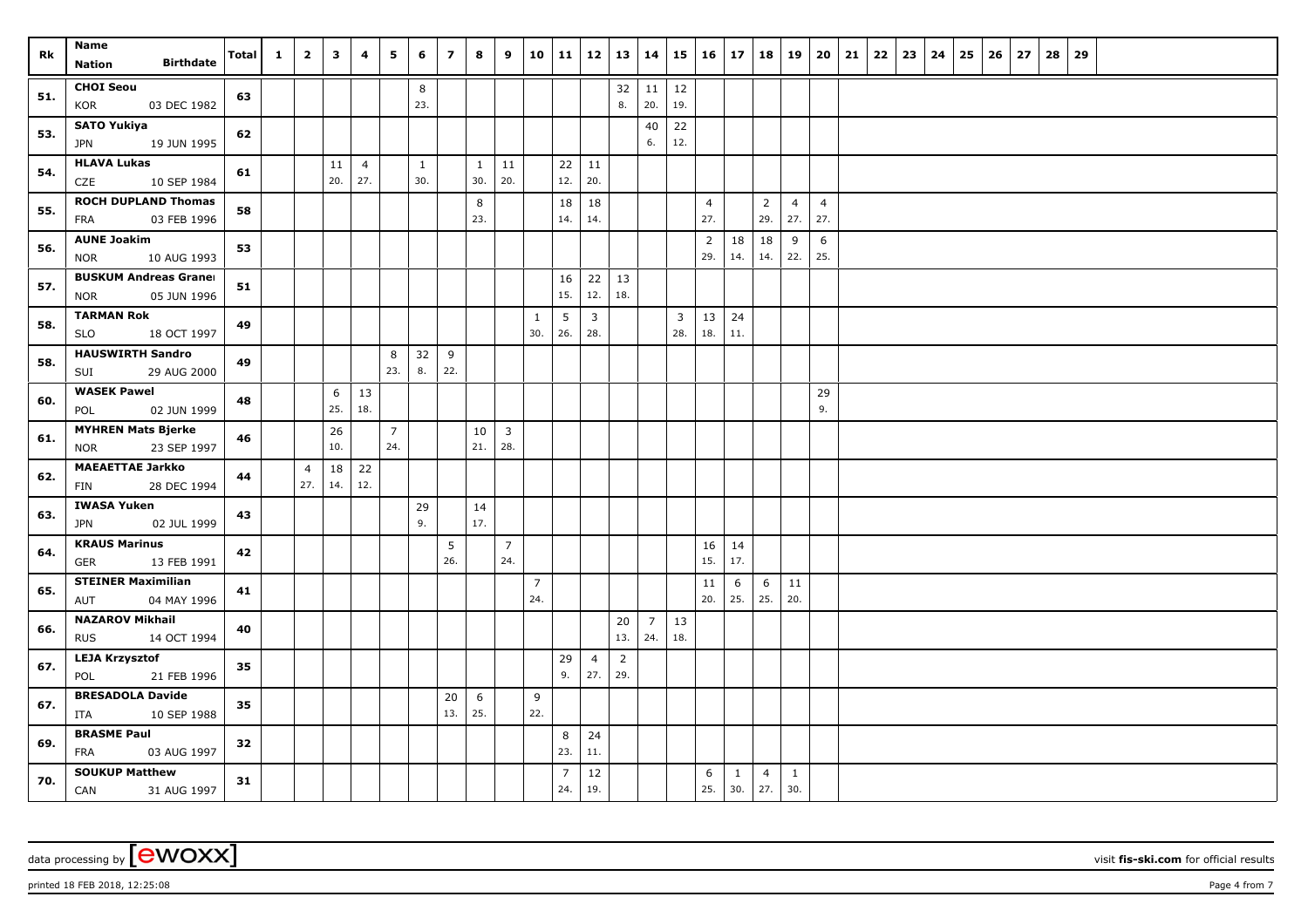| Rk | Name / Nation / Birthdate | Total | 1 | 2 | 3 | 4 | 5 | 6 | 7 | 8 | 9 | 10 | 11 | 12 | 13 | 14 | 15 | 16 | 17 | 18 | 19 | 20 | 21 | 22 | 23 | 24 | 25 | 26 | 27 | 28 | 29 |
|---|---|---|---|---|---|---|---|---|---|---|---|---|---|---|---|---|---|---|---|---|---|---|---|---|---|---|---|---|---|---|---|
| 51. | **CHOI Seou** | 63 | | | | | | 8 | | | | | | | 32 | 11 | 12 | | | | | | | | | | | | | | |
| | KOR 03 DEC 1982 | | | | | | | 23. | | | | | | | 8. | 20. | 19. | | | | | | | | | | | | | | |
| 53. | **SATO Yukiya** | 62 | | | | | | | | | | | | | | 40 | 22 | | | | | | | | | | | | | | |
| | JPN 19 JUN 1995 | | | | | | | | | | | | | | | 6. | 12. | | | | | | | | | | | | | | |
| 54. | **HLAVA Lukas** | 61 | | | 11 | 4 | | 1 | | 1 | 11 | | 22 | 11 | | | | | | | | | | | | | | | | | |
| | CZE 10 SEP 1984 | | | | 20. | 27. | | 30. | | 30. | 20. | | 12. | 20. | | | | | | | | | | | | | | | | | |
| 55. | **ROCH DUPLAND Thomas** | 58 | | | | | | | | 8 | | | 18 | 18 | | | | 4 | | 2 | 4 | 4 | | | | | | | | | |
| | FRA 03 FEB 1996 | | | | | | | | | 23. | | | 14. | 14. | | | | 27. | | 29. | 27. | 27. | | | | | | | | | |
| 56. | **AUNE Joakim** | 53 | | | | | | | | | | | | | | | | 2 | 18 | 18 | 9 | 6 | | | | | | | | | |
| | NOR 10 AUG 1993 | | | | | | | | | | | | | | | | | 29. | 14. | 14. | 22. | 25. | | | | | | | | | |
| 57. | **BUSKUM Andreas Graner** | 51 | | | | | | | | | | | 16 | 22 | 13 | | | | | | | | | | | | | | | | |
| | NOR 05 JUN 1996 | | | | | | | | | | | | 15. | 12. | 18. | | | | | | | | | | | | | | | | |
| 58. | **TARMAN Rok** | 49 | | | | | | | | | | 1 | 5 | 3 | | | 3 | 13 | 24 | | | | | | | | | | | | |
| | SLO 18 OCT 1997 | | | | | | | | | | | 30. | 26. | 28. | | | 28. | 18. | 11. | | | | | | | | | | | | |
| 58. | **HAUSWIRTH Sandro** | 49 | | | | | 8 | 32 | 9 | | | | | | | | | | | | | | | | | | | | | | |
| | SUI 29 AUG 2000 | | | | | | 23. | 8. | 22. | | | | | | | | | | | | | | | | | | | | | | |
| 60. | **WASEK Pawel** | 48 | | | 6 | 13 | | | | | | | | | | | | | | | | 29 | | | | | | | | | |
| | POL 02 JUN 1999 | | | | 25. | 18. | | | | | | | | | | | | | | | | 9. | | | | | | | | | |
| 61. | **MYHREN Mats Bjerke** | 46 | | | 26 | | 7 | | | 10 | 3 | | | | | | | | | | | | | | | | | | | | |
| | NOR 23 SEP 1997 | | | | 10. | | 24. | | | 21. | 28. | | | | | | | | | | | | | | | | | | | | |
| 62. | **MAEAETTAE Jarkko** | 44 | | 4 | 18 | 22 | | | | | | | | | | | | | | | | | | | | | | | | | |
| | FIN 28 DEC 1994 | | | 27. | 14. | 12. | | | | | | | | | | | | | | | | | | | | | | | | | |
| 63. | **IWASA Yuken** | 43 | | | | | | 29 | | 14 | | | | | | | | | | | | | | | | | | | | | |
| | JPN 02 JUL 1999 | | | | | | | 9. | | 17. | | | | | | | | | | | | | | | | | | | | | |
| 64. | **KRAUS Marinus** | 42 | | | | | | | 5 | | 7 | | | | | | | 16 | 14 | | | | | | | | | | | | |
| | GER 13 FEB 1991 | | | | | | | | 26. | | 24. | | | | | | | 15. | 17. | | | | | | | | | | | | |
| 65. | **STEINER Maximilian** | 41 | | | | | | | | | | 7 | | | | | | 11 | 6 | 6 | 11 | | | | | | | | | | |
| | AUT 04 MAY 1996 | | | | | | | | | | | 24. | | | | | | 20. | 25. | 25. | 20. | | | | | | | | | | |
| 66. | **NAZAROV Mikhail** | 40 | | | | | | | | | | | | | 20 | 7 | 13 | | | | | | | | | | | | | | |
| | RUS 14 OCT 1994 | | | | | | | | | | | | | | 13. | 24. | 18. | | | | | | | | | | | | | | |
| 67. | **LEJA Krzysztof** | 35 | | | | | | | | | | | 29 | 4 | 2 | | | | | | | | | | | | | | | | |
| | POL 21 FEB 1996 | | | | | | | | | | | | 9. | 27. | 29. | | | | | | | | | | | | | | | | |
| 67. | **BRESADOLA Davide** | 35 | | | | | | | 20 | 6 | | 9 | | | | | | | | | | | | | | | | | | | |
| | ITA 10 SEP 1988 | | | | | | | | 13. | 25. | | 22. | | | | | | | | | | | | | | | | | | | |
| 69. | **BRASME Paul** | 32 | | | | | | | | | | | 8 | 24 | | | | | | | | | | | | | | | | | |
| | FRA 03 AUG 1997 | | | | | | | | | | | | 23. | 11. | | | | | | | | | | | | | | | | | |
| 70. | **SOUKUP Matthew** | 31 | | | | | | | | | | | 7 | 12 | | | | 6 | 1 | 4 | 1 | | | | | | | | | | |
| | CAN 31 AUG 1997 | | | | | | | | | | | | 24. | 19. | | | | 25. | 30. | 27. | 30. | | | | | | | | | | |

data processing by [ewoxx] visit **fis-ski.com** for official results

printed 18 FEB 2018, 12:25:08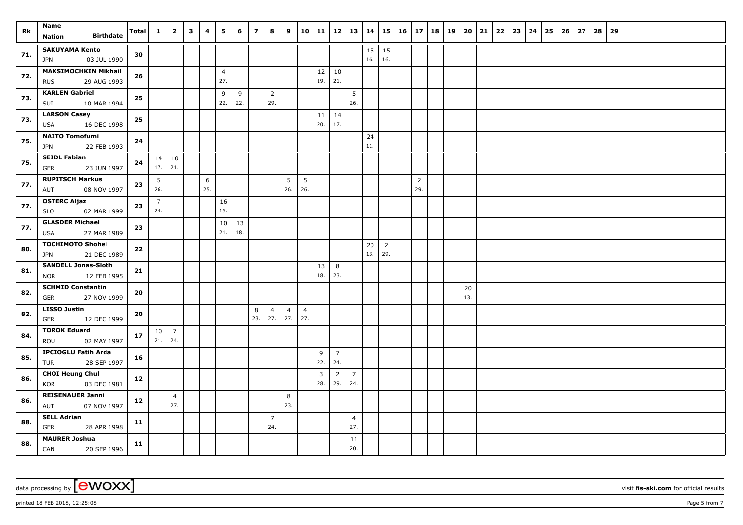| Rk | Name<br>Nation Birthdate | Total | 1 | 2 | 3 | 4 | 5 | 6 | 7 | 8 | 9 | 10 | 11 | 12 | 13 | 14 | 15 | 16 | 17 | 18 | 19 | 20 | 21 | 22 | 23 | 24 | 25 | 26 | 27 | 28 | 29 |
|---|---|---|---|---|---|---|---|---|---|---|---|---|---|---|---|---|---|---|---|---|---|---|---|---|---|---|---|---|---|---|---|
| 71. | **SAKUYAMA Kento**<br>JPN 03 JUL 1990 | 30 | | | | | | | | | | | | | | 15<br>16. | 15<br>16. | | | | | | | | | | | | | | |
| 72. | **MAKSIMOCHKIN Mikhail**<br>RUS 29 AUG 1993 | 26 | | | | | 4<br>27. | | | | | | 12<br>19. | 10<br>21. | | | | | | | | | | | | | | | | | |
| 73. | **KARLEN Gabriel**<br>SUI 10 MAR 1994 | 25 | | | | | 9<br>22. | 9<br>22. | | 2<br>29. | | | | | 5<br>26. | | | | | | | | | | | | | | | | |
| 73. | **LARSON Casey**<br>USA 16 DEC 1998 | 25 | | | | | | | | | | | 11<br>20. | 14<br>17. | | | | | | | | | | | | | | | | | |
| 75. | **NAITO Tomofumi**<br>JPN 22 FEB 1993 | 24 | | | | | | | | | | | | | | 24<br>11. | | | | | | | | | | | | | | | |
| 75. | **SEIDL Fabian**<br>GER 23 JUN 1997 | 24 | 14<br>17. | 10<br>21. | | | | | | | | | | | | | | | | | | | | | | | | | | | |
| 77. | **RUPITSCH Markus**<br>AUT 08 NOV 1997 | 23 | 5<br>26. | | | 6<br>25. | | | | | 5<br>26. | 5<br>26. | | | | | | | 2<br>29. | | | | | | | | | | | | |
| 77. | **OSTERC Aljaz**<br>SLO 02 MAR 1999 | 23 | 7<br>24. | | | | 16<br>15. | | | | | | | | | | | | | | | | | | | | | | | | |
| 77. | **GLASDER Michael**<br>USA 27 MAR 1989 | 23 | | | | | 10<br>21. | 13<br>18. | | | | | | | | | | | | | | | | | | | | | | | |
| 80. | **TOCHIMOTO Shohei**<br>JPN 21 DEC 1989 | 22 | | | | | | | | | | | | | | 20<br>13. | 2<br>29. | | | | | | | | | | | | | | |
| 81. | **SANDELL Jonas-Sloth**<br>NOR 12 FEB 1995 | 21 | | | | | | | | | | | 13<br>18. | 8<br>23. | | | | | | | | | | | | | | | | | |
| 82. | **SCHMID Constantin**<br>GER 27 NOV 1999 | 20 | | | | | | | | | | | | | | | | | | | | 20<br>13. | | | | | | | | | |
| 82. | **LISSO Justin**<br>GER 12 DEC 1999 | 20 | | | | | | | 8<br>23. | 4<br>27. | 4<br>27. | 4<br>27. | | | | | | | | | | | | | | | | | | | |
| 84. | **TOROK Eduard**<br>ROU 02 MAY 1997 | 17 | 10<br>21. | 7<br>24. | | | | | | | | | | | | | | | | | | | | | | | | | | | |
| 85. | **IPCIOGLU Fatih Arda**<br>TUR 28 SEP 1997 | 16 | | | | | | | | | | | 9<br>22. | 7<br>24. | | | | | | | | | | | | | | | | | |
| 86. | **CHOI Heung Chul**<br>KOR 03 DEC 1981 | 12 | | | | | | | | | | | 3<br>28. | 2<br>29. | 7<br>24. | | | | | | | | | | | | | | | | |
| 86. | **REISENAUER Janni**<br>AUT 07 NOV 1997 | 12 | | 4<br>27. | | | | | | | 8<br>23. | | | | | | | | | | | | | | | | | | | | |
| 88. | **SELL Adrian**<br>GER 28 APR 1998 | 11 | | | | | | | | 7<br>24. | | | | | 4<br>27. | | | | | | | | | | | | | | | | |
| 88. | **MAURER Joshua**<br>CAN 20 SEP 1996 | 11 | | | | | | | | | | | | | 11<br>20. | | | | | | | | | | | | | | | | |

data processing by [ewoxx] visit **fis-ski.com** for official results

printed 18 FEB 2018, 12:25:08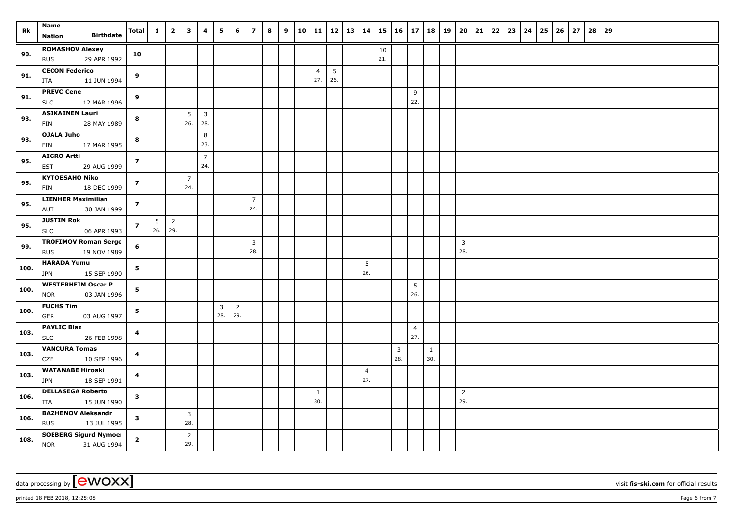| Rk | Name<br>Nation Birthdate | Total | 1 | 2 | 3 | 4 | 5 | 6 | 7 | 8 | 9 | 10 | 11 | 12 | 13 | 14 | 15 | 16 | 17 | 18 | 19 | 20 | 21 | 22 | 23 | 24 | 25 | 26 | 27 | 28 | 29 |
|---|---|---|---|---|---|---|---|---|---|---|---|---|---|---|---|---|---|---|---|---|---|---|---|---|---|---|---|---|---|---|---|
| 90. | **ROMASHOV Alexey**<br>RUS 29 APR 1992 | **10** | | | | | | | | | | | | | | | 10<br>21. | | | | | | | | | | | | | | |
| 91. | **CECON Federico**<br>ITA 11 JUN 1994 | **9** | | | | | | | | | | | 4<br>27. | 5<br>26. | | | | | | | | | | | | | | | | | |
| 91. | **PREVC Cene**<br>SLO 12 MAR 1996 | **9** | | | | | | | | | | | | | | | | | 9<br>22. | | | | | | | | | | | | |
| 93. | **ASIKAINEN Lauri**<br>FIN 28 MAY 1989 | **8** | | | 5<br>26. | 3<br>28. | | | | | | | | | | | | | | | | | | | | | | | | | |
| 93. | **OJALA Juho**<br>FIN 17 MAR 1995 | **8** | | | | 8<br>23. | | | | | | | | | | | | | | | | | | | | | | | | | |
| 95. | **AIGRO Artti**<br>EST 29 AUG 1999 | **7** | | | | 7<br>24. | | | | | | | | | | | | | | | | | | | | | | | | | |
| 95. | **KYTOESAHO Niko**<br>FIN 18 DEC 1999 | **7** | | | 7<br>24. | | | | | | | | | | | | | | | | | | | | | | | | | | |
| 95. | **LIENHER Maximilian**<br>AUT 30 JAN 1999 | **7** | | | | | | | 7<br>24. | | | | | | | | | | | | | | | | | | | | | | |
| 95. | **JUSTIN Rok**<br>SLO 06 APR 1993 | **7** | 5<br>26. | 2<br>29. | | | | | | | | | | | | | | | | | | | | | | | | | | | |
| 99. | **TROFIMOV Roman Serge**<br>RUS 19 NOV 1989 | **6** | | | | | | | 3<br>28. | | | | | | | | | | | | | 3<br>28. | | | | | | | | | |
| 100. | **HARADA Yumu**<br>JPN 15 SEP 1990 | **5** | | | | | | | | | | | | | | 5<br>26. | | | | | | | | | | | | | | | |
| 100. | **WESTERHEIM Oscar P**<br>NOR 03 JAN 1996 | **5** | | | | | | | | | | | | | | | | | 5<br>26. | | | | | | | | | | | | |
| 100. | **FUCHS Tim**<br>GER 03 AUG 1997 | **5** | | | | | 3<br>28. | 2<br>29. | | | | | | | | | | | | | | | | | | | | | | | |
| 103. | **PAVLIC Blaz**<br>SLO 26 FEB 1998 | **4** | | | | | | | | | | | | | | | | | 4<br>27. | | | | | | | | | | | | |
| 103. | **VANCURA Tomas**<br>CZE 10 SEP 1996 | **4** | | | | | | | | | | | | | | | | 3<br>28. | | 1<br>30. | | | | | | | | | | | |
| 103. | **WATANABE Hiroaki**<br>JPN 18 SEP 1991 | **4** | | | | | | | | | | | | | | 4<br>27. | | | | | | | | | | | | | | | |
| 106. | **DELLASEGA Roberto**<br>ITA 15 JUN 1990 | **3** | | | | | | | | | | | 1<br>30. | | | | | | | | | 2<br>29. | | | | | | | | | |
| 106. | **BAZHENOV Aleksandr**<br>RUS 13 JUL 1995 | **3** | | | 3<br>28. | | | | | | | | | | | | | | | | | | | | | | | | | | |
| 108. | **SOEBERG Sigurd Nymoe**<br>NOR 31 AUG 1994 | **2** | | | 2<br>29. | | | | | | | | | | | | | | | | | | | | | | | | | | |

data processing by [ewoxx] visit **fis-ski.com** for official results

printed 18 FEB 2018, 12:25:08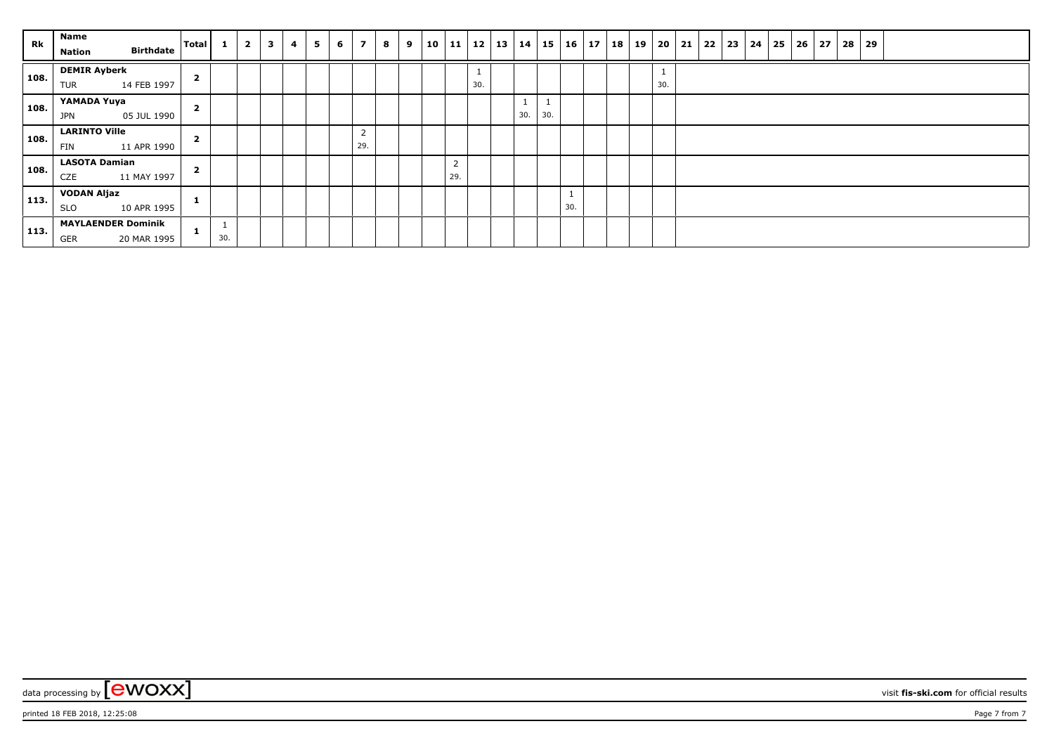| Rk | Name<br>Nation Birthdate | Total | 1 | 2 | 3 | 4 | 5 | 6 | 7 | 8 | 9 | 10 | 11 | 12 | 13 | 14 | 15 | 16 | 17 | 18 | 19 | 20 | 21 | 22 | 23 | 24 | 25 | 26 | 27 | 28 | 29 |
|---|---|---|---|---|---|---|---|---|---|---|---|---|---|---|---|---|---|---|---|---|---|---|---|---|---|---|---|---|---|---|---|
| 108. | **DEMIR Ayberk**<br>TUR 14 FEB 1997 | **2** | | | | | | | | | | | | 1<br>30. | | | | | | | | 1<br>30. | | | | | | | | | |
| 108. | **YAMADA Yuya**<br>JPN 05 JUL 1990 | **2** | | | | | | | | | | | | | | 1<br>30. | 1<br>30. | | | | | | | | | | | | | | |
| 108. | **LARINTO Ville**<br>FIN 11 APR 1990 | **2** | | | | | | | 2<br>29. | | | | | | | | | | | | | | | | | | | | | | |
| 108. | **LASOTA Damian**<br>CZE 11 MAY 1997 | **2** | | | | | | | | | | | 2<br>29. | | | | | | | | | | | | | | | | | | |
| 113. | **VODAN Aljaz**<br>SLO 10 APR 1995 | **1** | | | | | | | | | | | | | | | | 1<br>30. | | | | | | | | | | | | | |
| 113. | **MAYLAENDER Dominik**<br>GER 20 MAR 1995 | **1** | 1<br>30. | | | | | | | | | | | | | | | | | | | | | | | | | | | | |

data processing by [ewoxx]

visit **fis-ski.com** for official results

printed 18 FEB 2018, 12:25:08